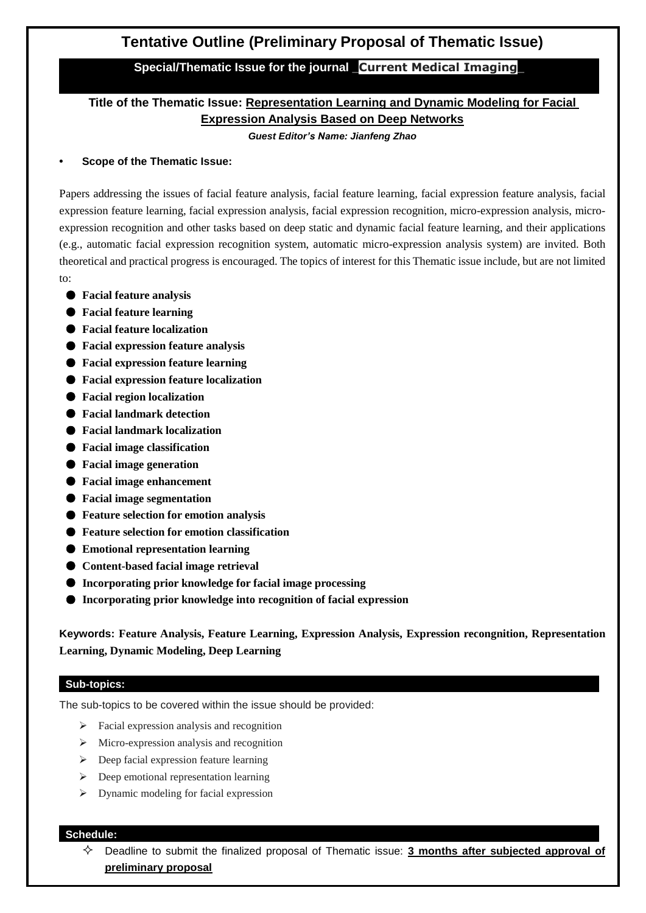# Tentative Outline (Preliminary Proposal of Thematic Issue)

**Special/Thematic Issue for the journal _Current Medical Imaging_**

**Title of the Thematic Issue: Representation Learning and Dynamic Modeling for Facial Expression Analysis Based on Deep Networks**

***Guest Editor's Name: Jianfeng Zhao***

- **Scope of the Thematic Issue:**

Papers addressing the issues of facial feature analysis, facial feature learning, facial expression feature analysis, facial expression feature learning, facial expression analysis, facial expression recognition, micro-expression analysis, micro-expression recognition and other tasks based on deep static and dynamic facial feature learning, and their applications (e.g., automatic facial expression recognition system, automatic micro-expression analysis system) are invited. Both theoretical and practical progress is encouraged. The topics of interest for this Thematic issue include, but are not limited to:

- **Facial feature analysis**
- **Facial feature learning**
- **Facial feature localization**
- **Facial expression feature analysis**
- **Facial expression feature learning**
- **Facial expression feature localization**
- **Facial region localization**
- **Facial landmark detection**
- **Facial landmark localization**
- **Facial image classification**
- **Facial image generation**
- **Facial image enhancement**
- **Facial image segmentation**
- **Feature selection for emotion analysis**
- **Feature selection for emotion classification**
- **Emotional representation learning**
- **Content-based facial image retrieval**
- **Incorporating prior knowledge for facial image processing**
- **Incorporating prior knowledge into recognition of facial expression**

**Keywords: Feature Analysis, Feature Learning, Expression Analysis, Expression recongnition, Representation Learning, Dynamic Modeling, Deep Learning**

## Sub-topics:

The sub-topics to be covered within the issue should be provided:

- Facial expression analysis and recognition
- Micro-expression analysis and recognition
- Deep facial expression feature learning
- Deep emotional representation learning
- Dynamic modeling for facial expression

## Schedule:

- Deadline to submit the finalized proposal of Thematic issue: **3 months after subjected approval of preliminary proposal**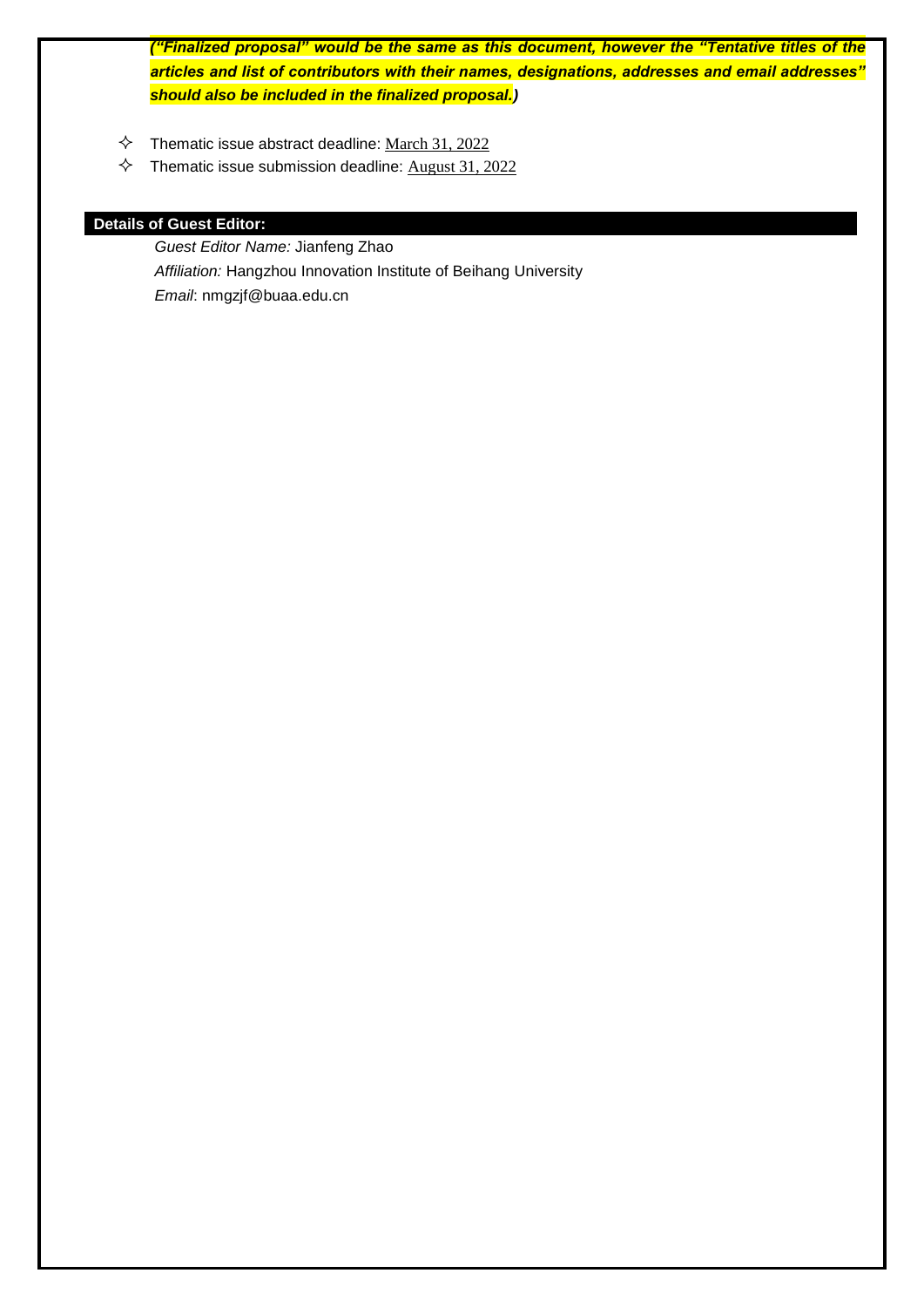*("Finalized proposal" would be the same as this document, however the "Tentative titles of the articles and list of contributors with their names, designations, addresses and email addresses" should also be included in the finalized proposal.)*

- Thematic issue abstract deadline: March 31, 2022
- Thematic issue submission deadline: August 31, 2022

## Details of Guest Editor:

*Guest Editor Name:* Jianfeng Zhao

*Affiliation:* Hangzhou Innovation Institute of Beihang University

*Email*: nmgzjf@buaa.edu.cn